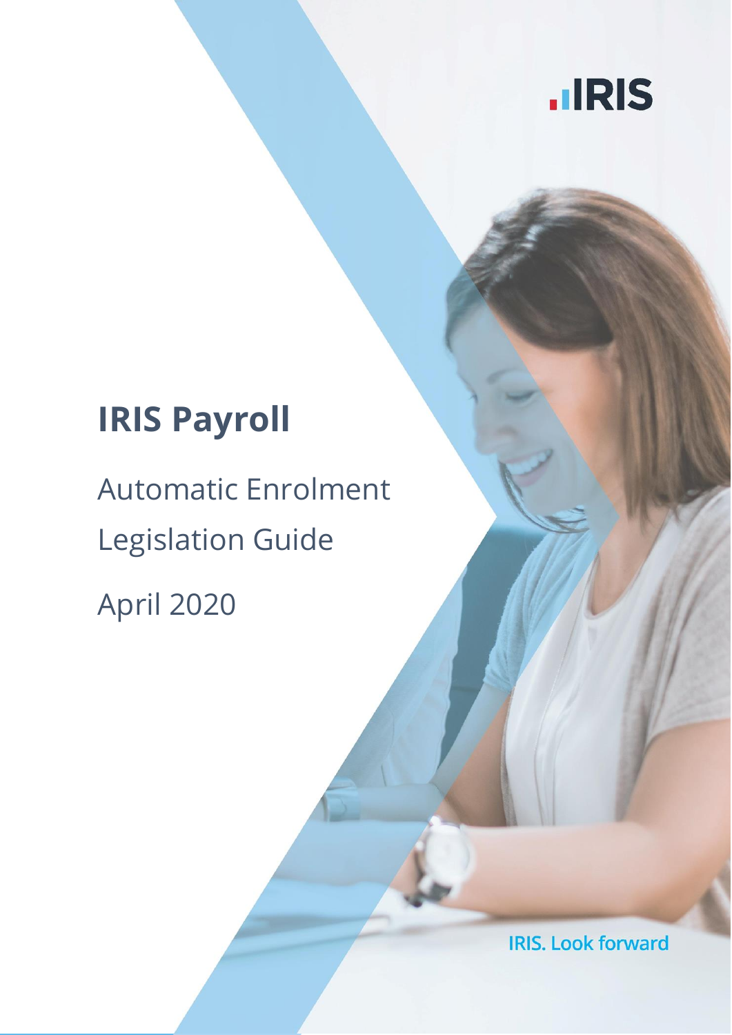IRIS

# IRIS Payroll

Automatic Enrolment

Legislation Guide

April 2020

IRIS. Look forward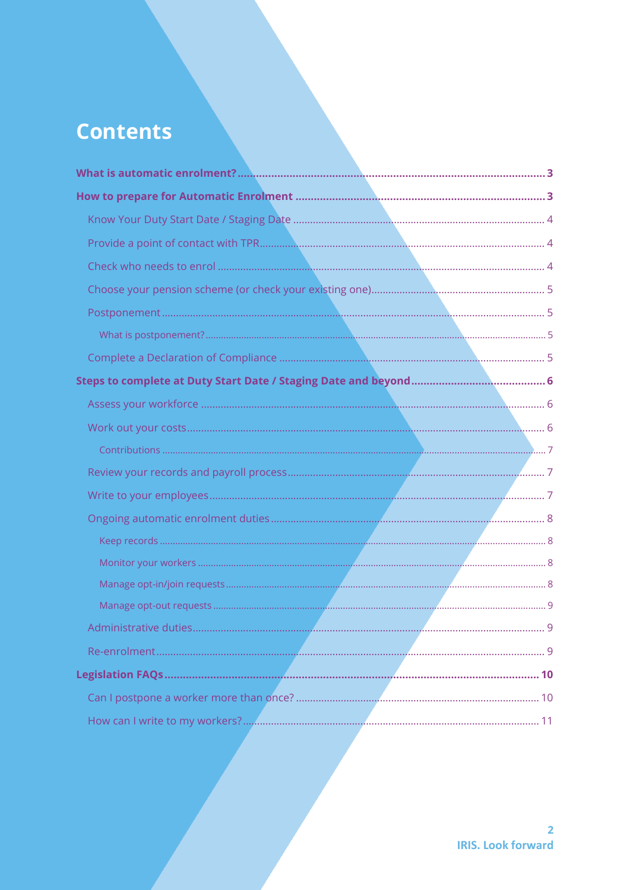# Contents

**What is automatic enrolment?** ..... 3

**How to prepare for Automatic Enrolment** ..... 3

- Know Your Duty Start Date / Staging Date ..... 4
- Provide a point of contact with TPR ..... 4
- Check who needs to enrol ..... 4
- Choose your pension scheme (or check your existing one) ..... 5
- Postponement ..... 5
  - What is postponement? ..... 5
- Complete a Declaration of Compliance ..... 5

**Steps to complete at Duty Start Date / Staging Date and beyond** ..... 6

- Assess your workforce ..... 6
- Work out your costs ..... 6
  - Contributions ..... 7
- Review your records and payroll process ..... 7
- Write to your employees ..... 7
- Ongoing automatic enrolment duties ..... 8
  - Keep records ..... 8
  - Monitor your workers ..... 8
  - Manage opt-in/join requests ..... 8
  - Manage opt-out requests ..... 9
- Administrative duties ..... 9
- Re-enrolment ..... 9

**Legislation FAQs** ..... 10

- Can I postpone a worker more than once? ..... 10
- How can I write to my workers? ..... 11

IRIS. Look forward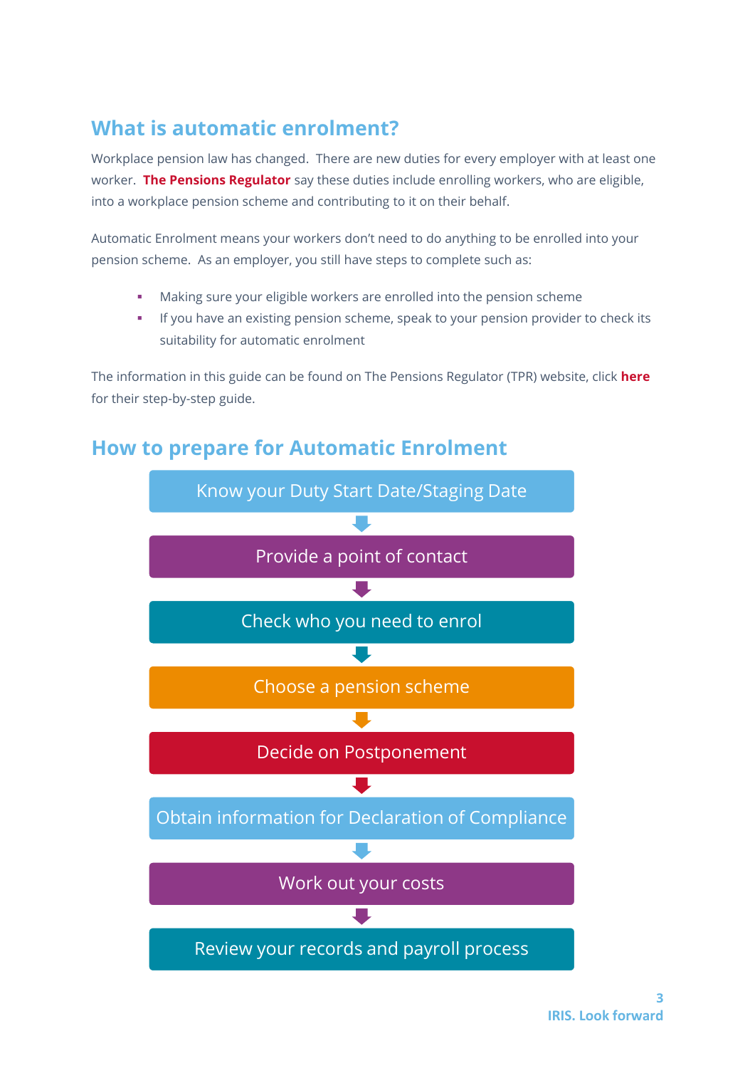## What is automatic enrolment?

Workplace pension law has changed. There are new duties for every employer with at least one worker. **The Pensions Regulator** say these duties include enrolling workers, who are eligible, into a workplace pension scheme and contributing to it on their behalf.

Automatic Enrolment means your workers don't need to do anything to be enrolled into your pension scheme. As an employer, you still have steps to complete such as:

- Making sure your eligible workers are enrolled into the pension scheme
- If you have an existing pension scheme, speak to your pension provider to check its suitability for automatic enrolment

The information in this guide can be found on The Pensions Regulator (TPR) website, click **here** for their step-by-step guide.

## How to prepare for Automatic Enrolment

1. Know your Duty Start Date/Staging Date
2. Provide a point of contact
3. Check who you need to enrol
4. Choose a pension scheme
5. Decide on Postponement
6. Obtain information for Declaration of Compliance
7. Work out your costs
8. Review your records and payroll process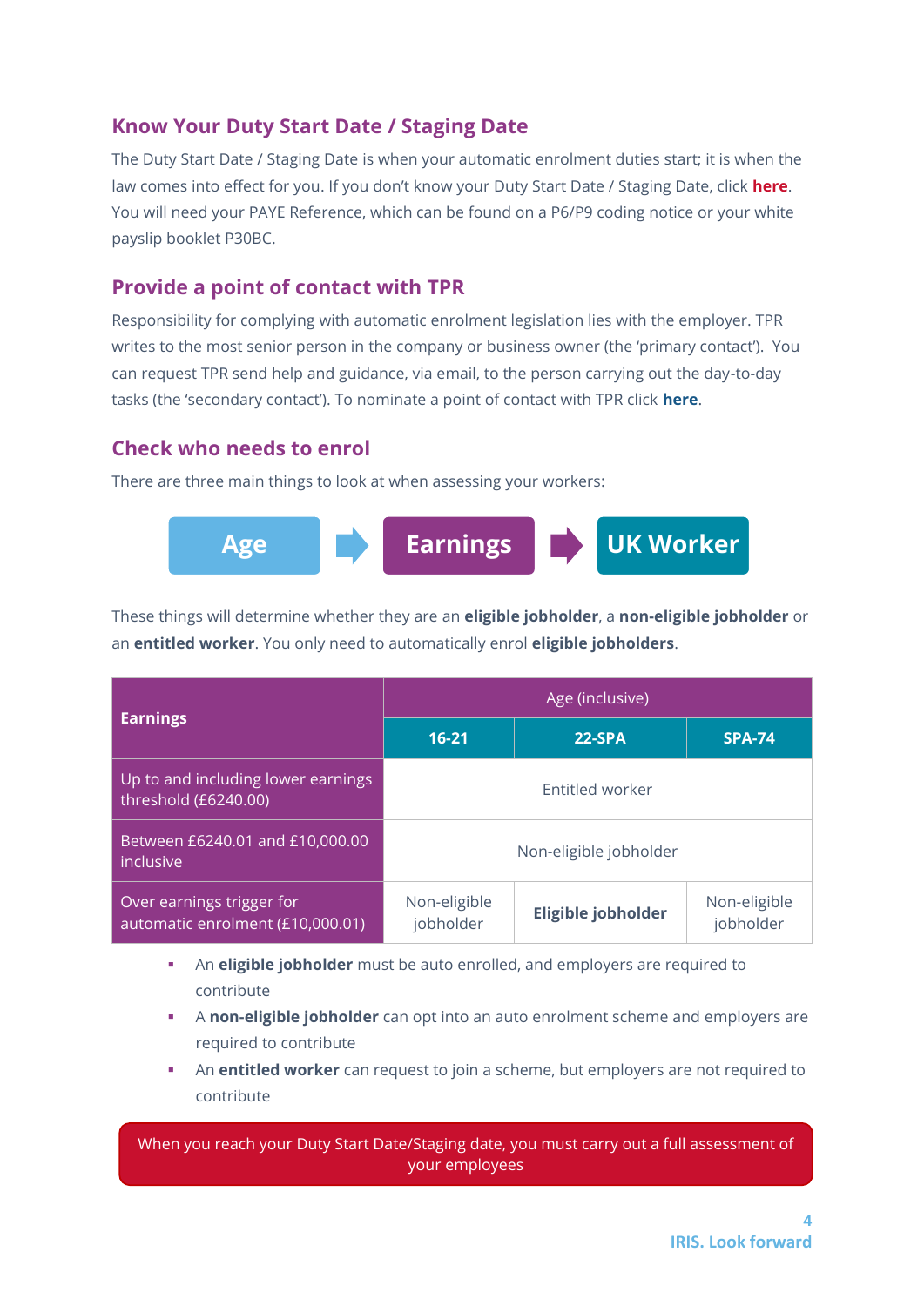## Know Your Duty Start Date / Staging Date

The Duty Start Date / Staging Date is when your automatic enrolment duties start; it is when the law comes into effect for you. If you don't know your Duty Start Date / Staging Date, click **here**. You will need your PAYE Reference, which can be found on a P6/P9 coding notice or your white payslip booklet P30BC.

## Provide a point of contact with TPR

Responsibility for complying with automatic enrolment legislation lies with the employer. TPR writes to the most senior person in the company or business owner (the 'primary contact'). You can request TPR send help and guidance, via email, to the person carrying out the day-to-day tasks (the 'secondary contact'). To nominate a point of contact with TPR click **here**.

## Check who needs to enrol

There are three main things to look at when assessing your workers:

**Age** → **Earnings** → **UK Worker**

These things will determine whether they are an **eligible jobholder**, a **non-eligible jobholder** or an **entitled worker**. You only need to automatically enrol **eligible jobholders**.

| Earnings | Age (inclusive) | | |
|---|---|---|---|
| | **16-21** | **22-SPA** | **SPA-74** |
| Up to and including lower earnings threshold (£6240.00) | Entitled worker | | |
| Between £6240.01 and £10,000.00 inclusive | Non-eligible jobholder | | |
| Over earnings trigger for automatic enrolment (£10,000.01) | Non-eligible jobholder | **Eligible jobholder** | Non-eligible jobholder |

- An **eligible jobholder** must be auto enrolled, and employers are required to contribute
- A **non-eligible jobholder** can opt into an auto enrolment scheme and employers are required to contribute
- An **entitled worker** can request to join a scheme, but employers are not required to contribute

When you reach your Duty Start Date/Staging date, you must carry out a full assessment of your employees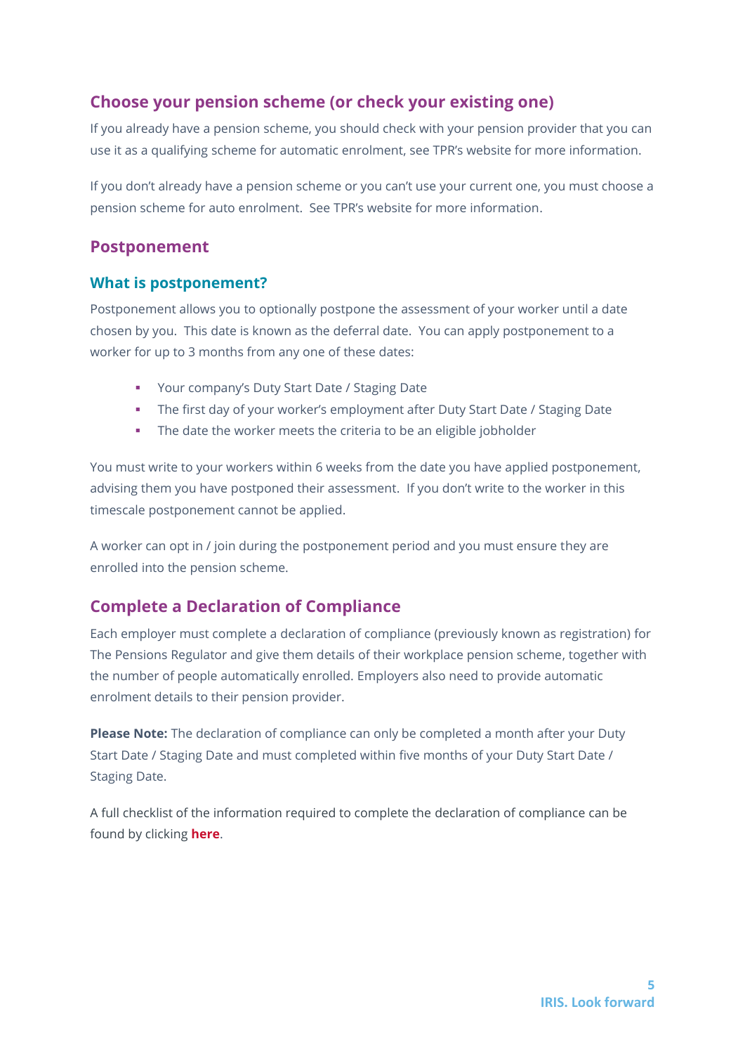## Choose your pension scheme (or check your existing one)

If you already have a pension scheme, you should check with your pension provider that you can use it as a qualifying scheme for automatic enrolment, see TPR's website for more information.

If you don't already have a pension scheme or you can't use your current one, you must choose a pension scheme for auto enrolment. See TPR's website for more information.

## Postponement

### What is postponement?

Postponement allows you to optionally postpone the assessment of your worker until a date chosen by you. This date is known as the deferral date. You can apply postponement to a worker for up to 3 months from any one of these dates:

- Your company's Duty Start Date / Staging Date
- The first day of your worker's employment after Duty Start Date / Staging Date
- The date the worker meets the criteria to be an eligible jobholder

You must write to your workers within 6 weeks from the date you have applied postponement, advising them you have postponed their assessment. If you don't write to the worker in this timescale postponement cannot be applied.

A worker can opt in / join during the postponement period and you must ensure they are enrolled into the pension scheme.

## Complete a Declaration of Compliance

Each employer must complete a declaration of compliance (previously known as registration) for The Pensions Regulator and give them details of their workplace pension scheme, together with the number of people automatically enrolled. Employers also need to provide automatic enrolment details to their pension provider.

**Please Note:** The declaration of compliance can only be completed a month after your Duty Start Date / Staging Date and must completed within five months of your Duty Start Date / Staging Date.

A full checklist of the information required to complete the declaration of compliance can be found by clicking **here**.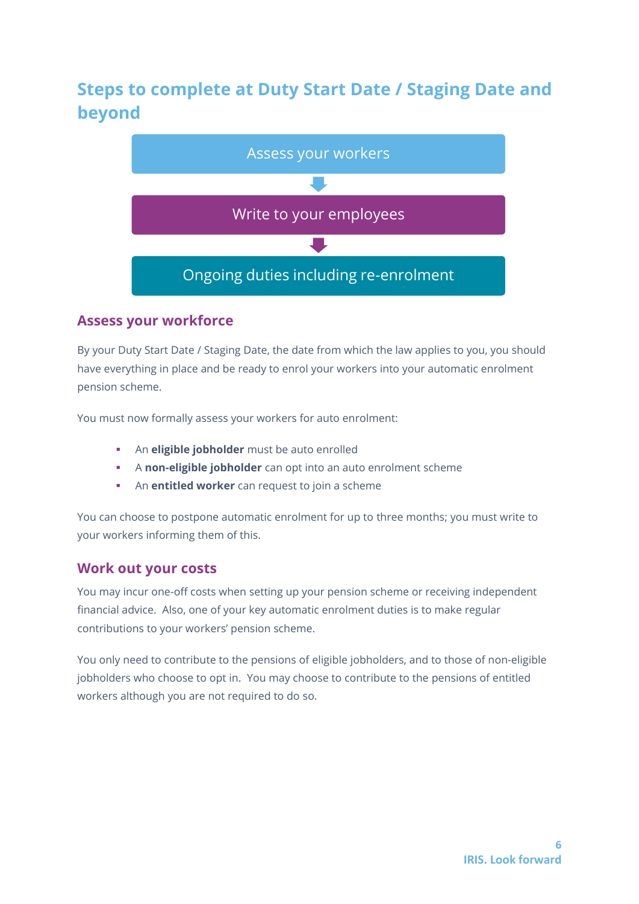# Steps to complete at Duty Start Date / Staging Date and beyond

Assess your workers

↓

Write to your employees

↓

Ongoing duties including re-enrolment

## Assess your workforce

By your Duty Start Date / Staging Date, the date from which the law applies to you, you should have everything in place and be ready to enrol your workers into your automatic enrolment pension scheme.

You must now formally assess your workers for auto enrolment:

- An **eligible jobholder** must be auto enrolled
- A **non-eligible jobholder** can opt into an auto enrolment scheme
- An **entitled worker** can request to join a scheme

You can choose to postpone automatic enrolment for up to three months; you must write to your workers informing them of this.

## Work out your costs

You may incur one-off costs when setting up your pension scheme or receiving independent financial advice. Also, one of your key automatic enrolment duties is to make regular contributions to your workers' pension scheme.

You only need to contribute to the pensions of eligible jobholders, and to those of non-eligible jobholders who choose to opt in. You may choose to contribute to the pensions of entitled workers although you are not required to do so.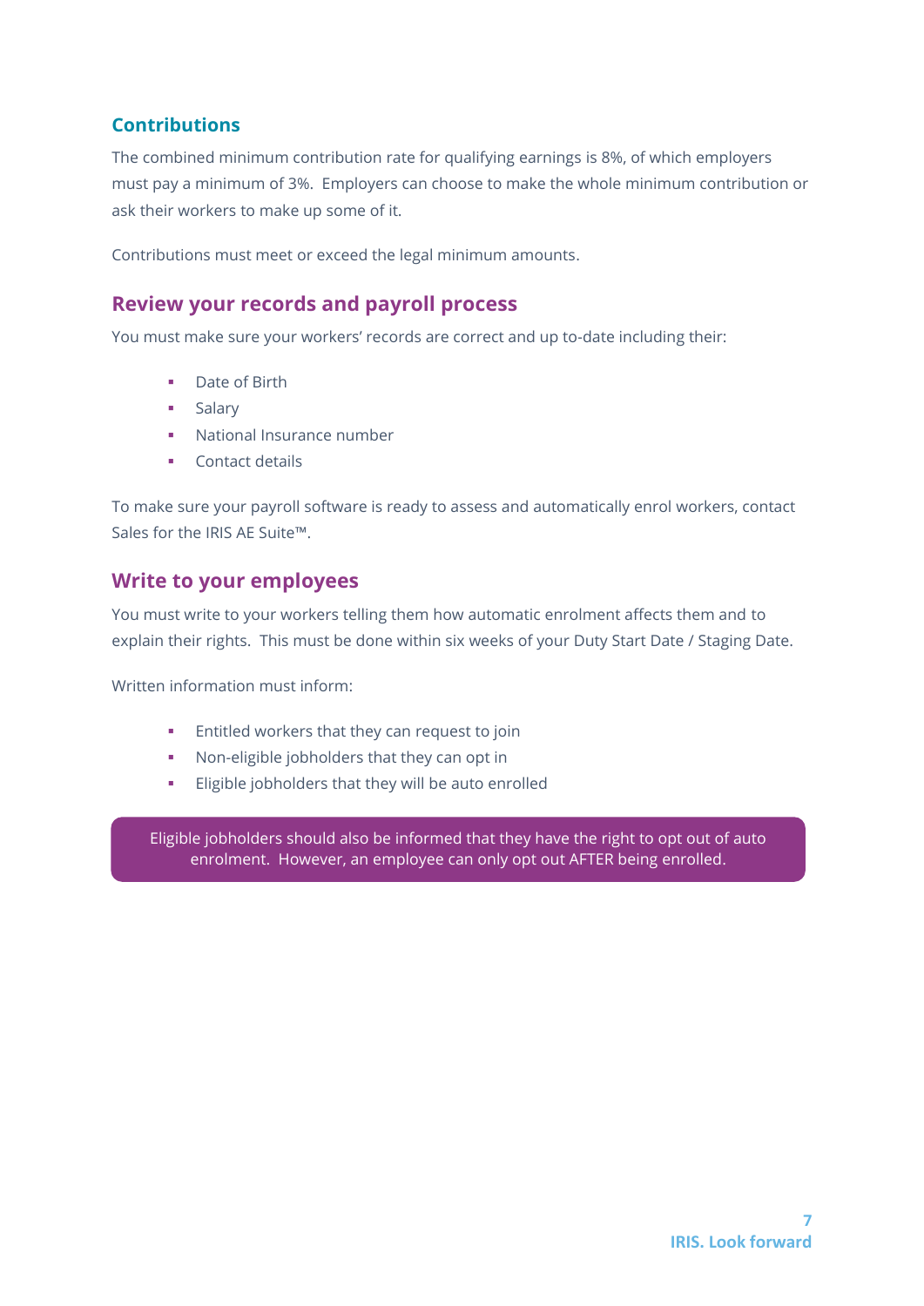## Contributions

The combined minimum contribution rate for qualifying earnings is 8%, of which employers must pay a minimum of 3%. Employers can choose to make the whole minimum contribution or ask their workers to make up some of it.

Contributions must meet or exceed the legal minimum amounts.

## Review your records and payroll process

You must make sure your workers' records are correct and up to-date including their:

- Date of Birth
- Salary
- National Insurance number
- Contact details

To make sure your payroll software is ready to assess and automatically enrol workers, contact Sales for the IRIS AE Suite™.

## Write to your employees

You must write to your workers telling them how automatic enrolment affects them and to explain their rights. This must be done within six weeks of your Duty Start Date / Staging Date.

Written information must inform:

- Entitled workers that they can request to join
- Non-eligible jobholders that they can opt in
- Eligible jobholders that they will be auto enrolled

Eligible jobholders should also be informed that they have the right to opt out of auto enrolment. However, an employee can only opt out AFTER being enrolled.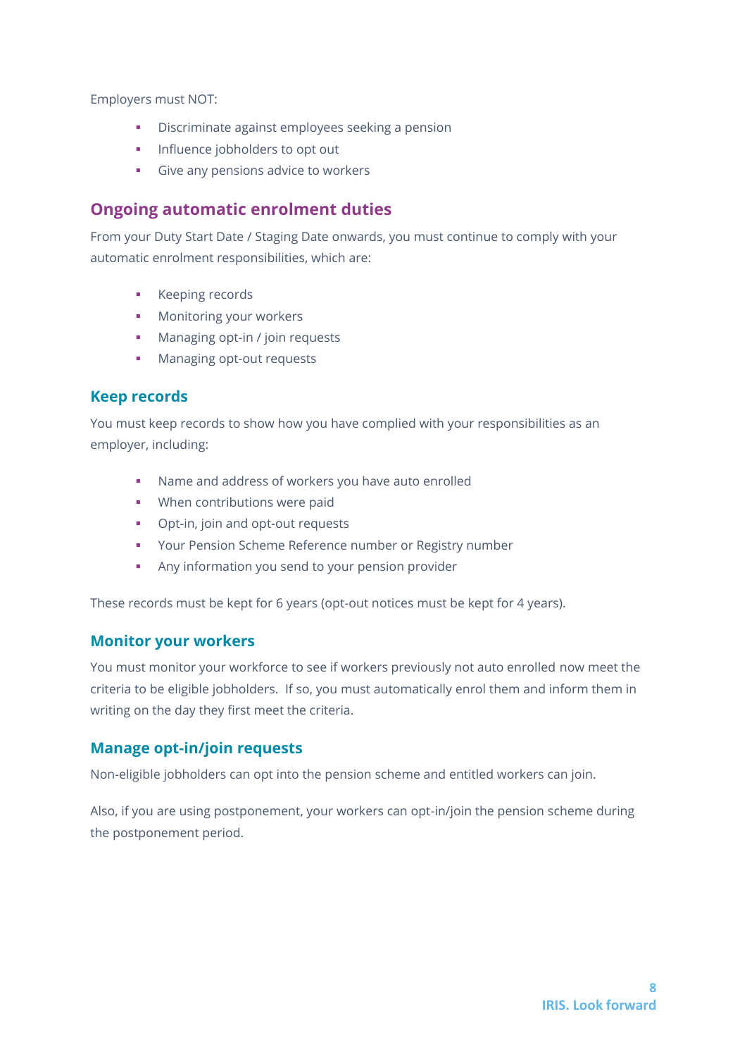Employers must NOT:

- Discriminate against employees seeking a pension
- Influence jobholders to opt out
- Give any pensions advice to workers

## Ongoing automatic enrolment duties

From your Duty Start Date / Staging Date onwards, you must continue to comply with your automatic enrolment responsibilities, which are:

- Keeping records
- Monitoring your workers
- Managing opt-in / join requests
- Managing opt-out requests

### Keep records

You must keep records to show how you have complied with your responsibilities as an employer, including:

- Name and address of workers you have auto enrolled
- When contributions were paid
- Opt-in, join and opt-out requests
- Your Pension Scheme Reference number or Registry number
- Any information you send to your pension provider

These records must be kept for 6 years (opt-out notices must be kept for 4 years).

### Monitor your workers

You must monitor your workforce to see if workers previously not auto enrolled now meet the criteria to be eligible jobholders. If so, you must automatically enrol them and inform them in writing on the day they first meet the criteria.

### Manage opt-in/join requests

Non-eligible jobholders can opt into the pension scheme and entitled workers can join.

Also, if you are using postponement, your workers can opt-in/join the pension scheme during the postponement period.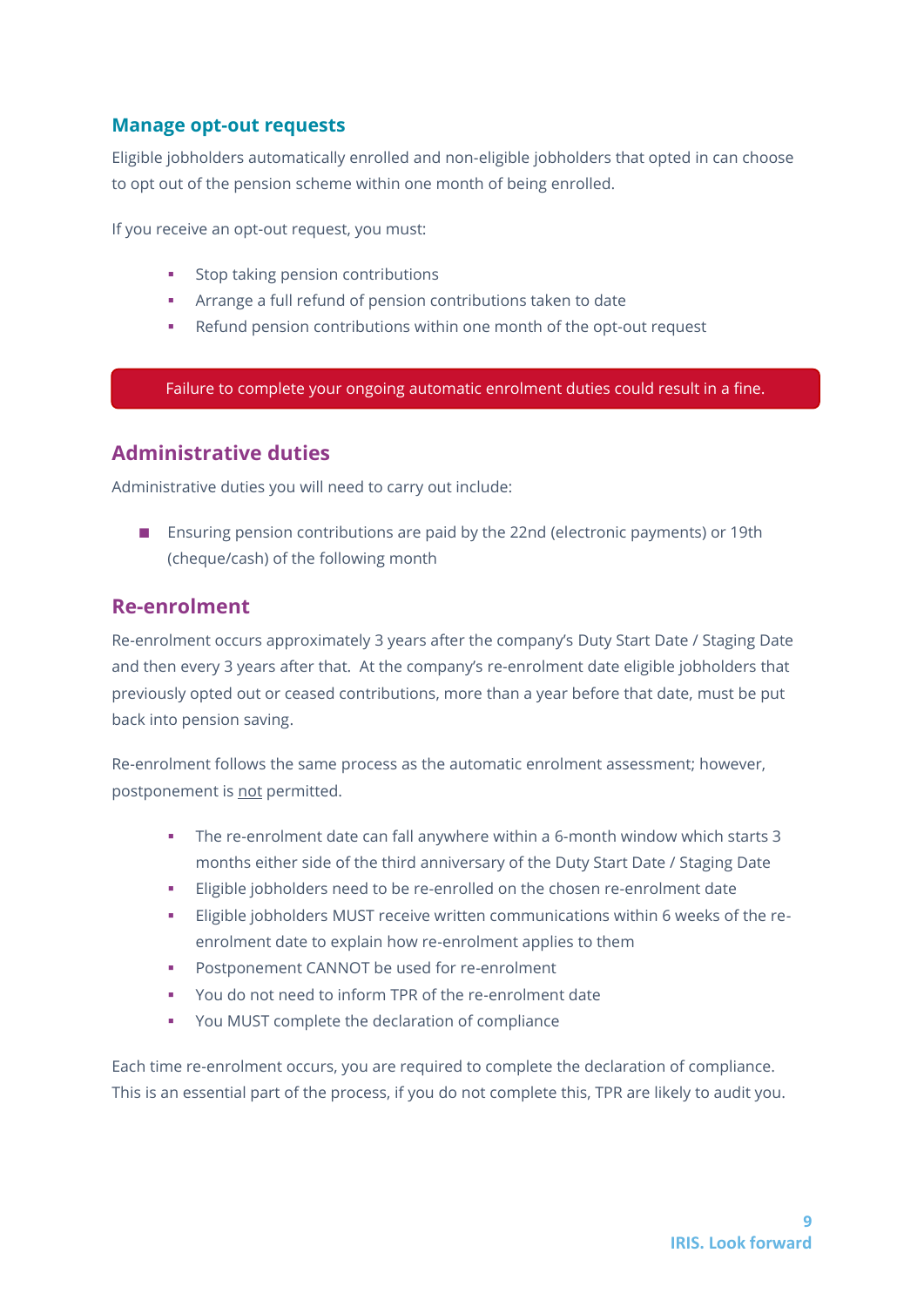## Manage opt-out requests

Eligible jobholders automatically enrolled and non-eligible jobholders that opted in can choose to opt out of the pension scheme within one month of being enrolled.

If you receive an opt-out request, you must:

- Stop taking pension contributions
- Arrange a full refund of pension contributions taken to date
- Refund pension contributions within one month of the opt-out request

Failure to complete your ongoing automatic enrolment duties could result in a fine.

## Administrative duties

Administrative duties you will need to carry out include:

- Ensuring pension contributions are paid by the 22nd (electronic payments) or 19th (cheque/cash) of the following month

## Re-enrolment

Re-enrolment occurs approximately 3 years after the company's Duty Start Date / Staging Date and then every 3 years after that. At the company's re-enrolment date eligible jobholders that previously opted out or ceased contributions, more than a year before that date, must be put back into pension saving.

Re-enrolment follows the same process as the automatic enrolment assessment; however, postponement is <u>not</u> permitted.

- The re-enrolment date can fall anywhere within a 6-month window which starts 3 months either side of the third anniversary of the Duty Start Date / Staging Date
- Eligible jobholders need to be re-enrolled on the chosen re-enrolment date
- Eligible jobholders MUST receive written communications within 6 weeks of the re-enrolment date to explain how re-enrolment applies to them
- Postponement CANNOT be used for re-enrolment
- You do not need to inform TPR of the re-enrolment date
- You MUST complete the declaration of compliance

Each time re-enrolment occurs, you are required to complete the declaration of compliance. This is an essential part of the process, if you do not complete this, TPR are likely to audit you.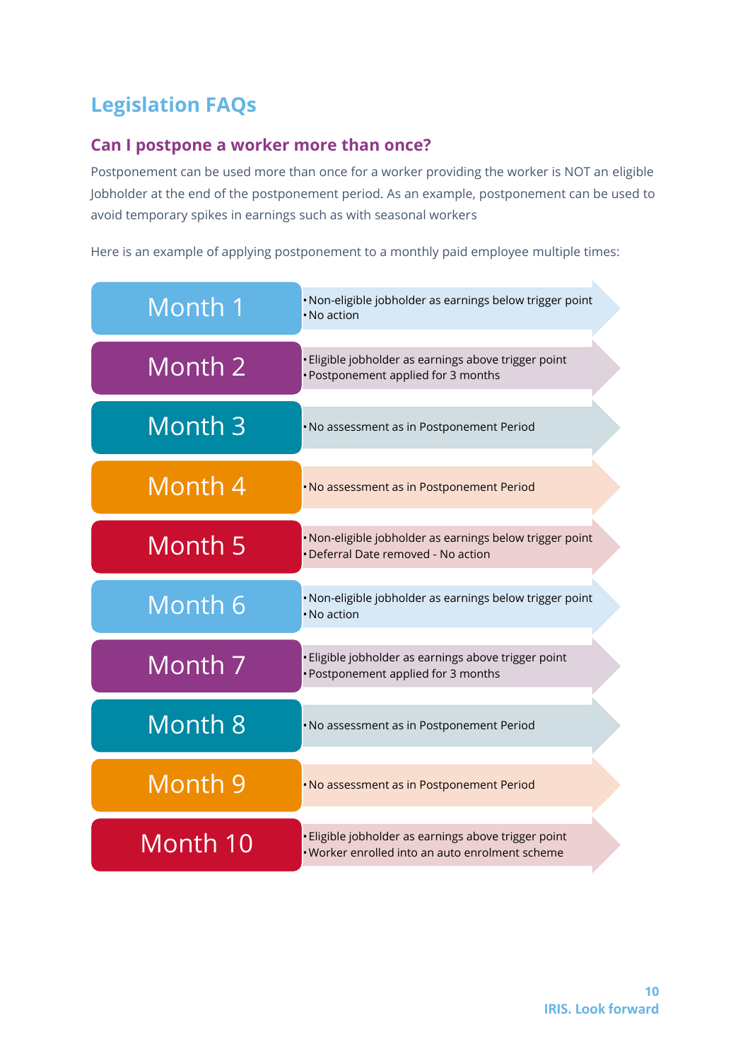# Legislation FAQs

## Can I postpone a worker more than once?

Postponement can be used more than once for a worker providing the worker is NOT an eligible Jobholder at the end of the postponement period. As an example, postponement can be used to avoid temporary spikes in earnings such as with seasonal workers

Here is an example of applying postponement to a monthly paid employee multiple times:

**Month 1**
- Non-eligible jobholder as earnings below trigger point
- No action

**Month 2**
- Eligible jobholder as earnings above trigger point
- Postponement applied for 3 months

**Month 3**
- No assessment as in Postponement Period

**Month 4**
- No assessment as in Postponement Period

**Month 5**
- Non-eligible jobholder as earnings below trigger point
- Deferral Date removed - No action

**Month 6**
- Non-eligible jobholder as earnings below trigger point
- No action

**Month 7**
- Eligible jobholder as earnings above trigger point
- Postponement applied for 3 months

**Month 8**
- No assessment as in Postponement Period

**Month 9**
- No assessment as in Postponement Period

**Month 10**
- Eligible jobholder as earnings above trigger point
- Worker enrolled into an auto enrolment scheme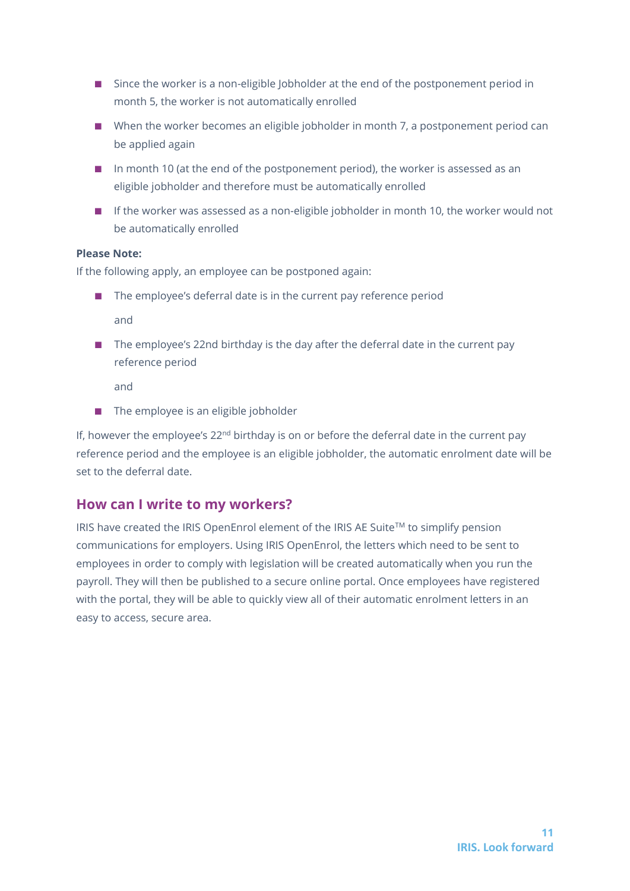- Since the worker is a non-eligible Jobholder at the end of the postponement period in month 5, the worker is not automatically enrolled
- When the worker becomes an eligible jobholder in month 7, a postponement period can be applied again
- In month 10 (at the end of the postponement period), the worker is assessed as an eligible jobholder and therefore must be automatically enrolled
- If the worker was assessed as a non-eligible jobholder in month 10, the worker would not be automatically enrolled

**Please Note:**
If the following apply, an employee can be postponed again:

- The employee's deferral date is in the current pay reference period

  and

- The employee's 22nd birthday is the day after the deferral date in the current pay reference period

  and

- The employee is an eligible jobholder

If, however the employee's 22nd birthday is on or before the deferral date in the current pay reference period and the employee is an eligible jobholder, the automatic enrolment date will be set to the deferral date.

## How can I write to my workers?

IRIS have created the IRIS OpenEnrol element of the IRIS AE Suite™ to simplify pension communications for employers. Using IRIS OpenEnrol, the letters which need to be sent to employees in order to comply with legislation will be created automatically when you run the payroll. They will then be published to a secure online portal. Once employees have registered with the portal, they will be able to quickly view all of their automatic enrolment letters in an easy to access, secure area.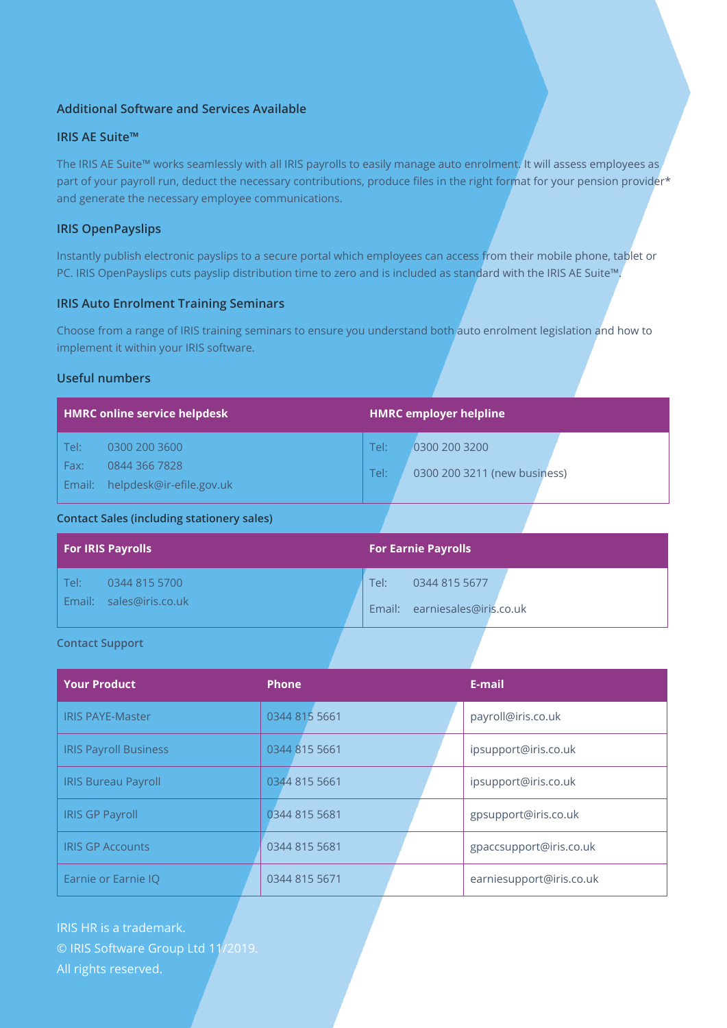## Additional Software and Services Available

### IRIS AE Suite™

The IRIS AE Suite™ works seamlessly with all IRIS payrolls to easily manage auto enrolment. It will assess employees as part of your payroll run, deduct the necessary contributions, produce files in the right format for your pension provider* and generate the necessary employee communications.

### IRIS OpenPayslips

Instantly publish electronic payslips to a secure portal which employees can access from their mobile phone, tablet or PC. IRIS OpenPayslips cuts payslip distribution time to zero and is included as standard with the IRIS AE Suite™.

### IRIS Auto Enrolment Training Seminars

Choose from a range of IRIS training seminars to ensure you understand both auto enrolment legislation and how to implement it within your IRIS software.

### Useful numbers

| HMRC online service helpdesk | HMRC employer helpline |
|---|---|
| Tel: 0300 200 3600<br>Fax: 0844 366 7828<br>Email: helpdesk@ir-efile.gov.uk | Tel: 0300 200 3200<br>Tel: 0300 200 3211 (new business) |

**Contact Sales (including stationery sales)**

| For IRIS Payrolls | For Earnie Payrolls |
|---|---|
| Tel: 0344 815 5700<br>Email: sales@iris.co.uk | Tel: 0344 815 5677<br>Email: earniesales@iris.co.uk |

**Contact Support**

| Your Product | Phone | E-mail |
|---|---|---|
| IRIS PAYE-Master | 0344 815 5661 | payroll@iris.co.uk |
| IRIS Payroll Business | 0344 815 5661 | ipsupport@iris.co.uk |
| IRIS Bureau Payroll | 0344 815 5661 | ipsupport@iris.co.uk |
| IRIS GP Payroll | 0344 815 5681 | gpsupport@iris.co.uk |
| IRIS GP Accounts | 0344 815 5681 | gpaccsupport@iris.co.uk |
| Earnie or Earnie IQ | 0344 815 5671 | earniesupport@iris.co.uk |

IRIS HR is a trademark.
© IRIS Software Group Ltd 11/2019.
All rights reserved.